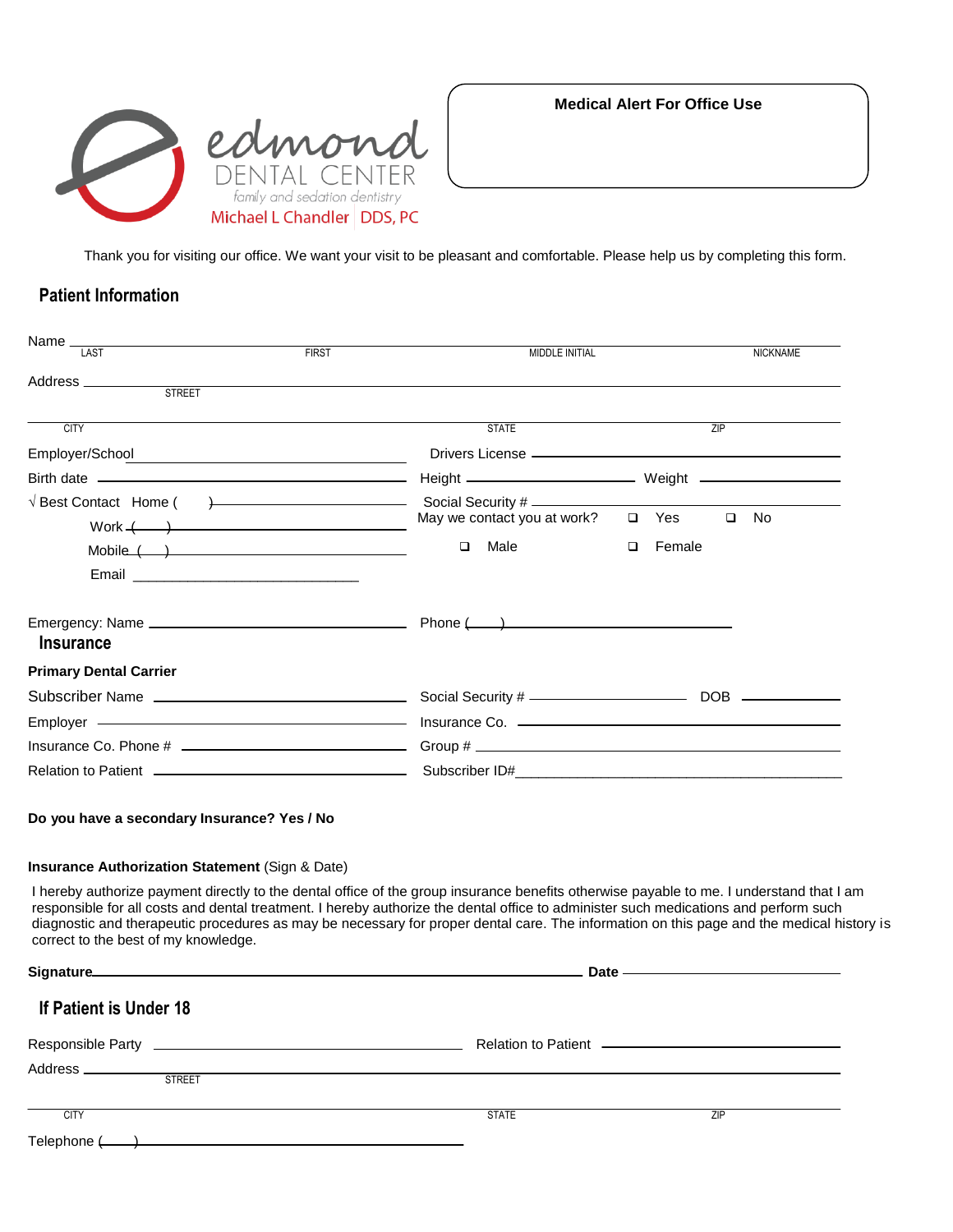edmond
DENTAL CENTER
family and sedation dentistry
Michael L Chandler | DDS, PC

**Medical Alert For Office Use**

Thank you for visiting our office. We want your visit to be pleasant and comfortable. Please help us by completing this form.

## Patient Information

Name ______________________________________________
LAST FIRST MIDDLE INITIAL NICKNAME

Address ______________________________________________
STREET

______________________________________________
CITY STATE ZIP

Employer/School ____________________ Drivers License ____________________

Birth date ____________________ Height ____________ Weight ____________

√ Best Contact Home ( ) ____________________ Social Security # ____________________

Work ( ) ____________________ May we contact you at work? ❑ Yes ❑ No

Mobile ( ) ____________________ ❑ Male ❑ Female

Email ____________________

Emergency: Name ____________________ Phone ( ) ____________________

## Insurance

**Primary Dental Carrier**

Subscriber Name ____________________ Social Security # ____________ DOB ____________

Employer ____________________ Insurance Co. ____________________

Insurance Co. Phone # ____________________ Group # ____________________

Relation to Patient ____________________ Subscriber ID# ____________________

**Do you have a secondary Insurance? Yes / No**

**Insurance Authorization Statement** (Sign & Date)

I hereby authorize payment directly to the dental office of the group insurance benefits otherwise payable to me. I understand that I am responsible for all costs and dental treatment. I hereby authorize the dental office to administer such medications and perform such diagnostic and therapeutic procedures as may be necessary for proper dental care. The information on this page and the medical history is correct to the best of my knowledge.

**Signature** ______________________________________________ **Date** ____________________

## If Patient is Under 18

Responsible Party ____________________ Relation to Patient ____________________

Address ______________________________________________
STREET

______________________________________________
CITY STATE ZIP

Telephone ( ) ____________________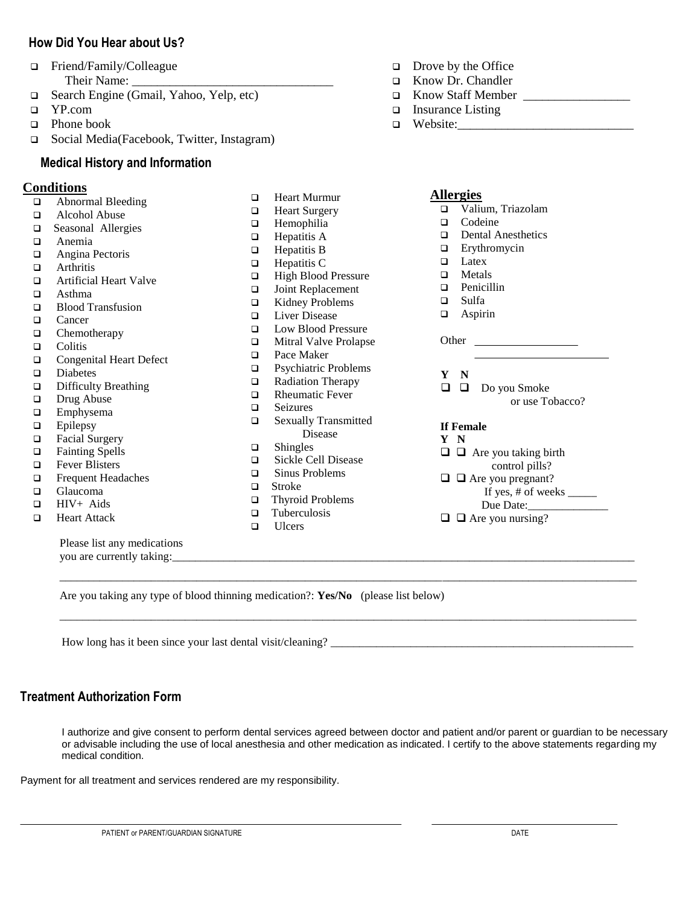## How Did You Hear about Us?

- ❑ Friend/Family/Colleague
  Their Name: ______________________________
- ❑ Search Engine (Gmail, Yahoo, Yelp, etc)
- ❑ YP.com
- ❑ Phone book
- ❑ Social Media(Facebook, Twitter, Instagram)
- ❑ Drove by the Office
- ❑ Know Dr. Chandler
- ❑ Know Staff Member ________________
- ❑ Insurance Listing
- ❑ Website:___________________________

## Medical History and Information

### Conditions

- ❑ Abnormal Bleeding
- ❑ Alcohol Abuse
- ❑ Seasonal Allergies
- ❑ Anemia
- ❑ Angina Pectoris
- ❑ Arthritis
- ❑ Artificial Heart Valve
- ❑ Asthma
- ❑ Blood Transfusion
- ❑ Cancer
- ❑ Chemotherapy
- ❑ Colitis
- ❑ Congenital Heart Defect
- ❑ Diabetes
- ❑ Difficulty Breathing
- ❑ Drug Abuse
- ❑ Emphysema
- ❑ Epilepsy
- ❑ Facial Surgery
- ❑ Fainting Spells
- ❑ Fever Blisters
- ❑ Frequent Headaches
- ❑ Glaucoma
- ❑ HIV+ Aids
- ❑ Heart Attack
- ❑ Heart Murmur
- ❑ Heart Surgery
- ❑ Hemophilia
- ❑ Hepatitis A
- ❑ Hepatitis B
- ❑ Hepatitis C
- ❑ High Blood Pressure
- ❑ Joint Replacement
- ❑ Kidney Problems
- ❑ Liver Disease
- ❑ Low Blood Pressure
- ❑ Mitral Valve Prolapse
- ❑ Pace Maker
- ❑ Psychiatric Problems
- ❑ Radiation Therapy
- ❑ Rheumatic Fever
- ❑ Seizures
- ❑ Sexually Transmitted Disease
- ❑ Shingles
- ❑ Sickle Cell Disease
- ❑ Sinus Problems
- ❑ Stroke
- ❑ Thyroid Problems
- ❑ Tuberculosis
- ❑ Ulcers

### Allergies

- ❑ Valium, Triazolam
- ❑ Codeine
- ❑ Dental Anesthetics
- ❑ Erythromycin
- ❑ Latex
- ❑ Metals
- ❑ Penicillin
- ❑ Sulfa
- ❑ Aspirin

Other _________________
_______________________

**Y N**
❑ ❑ Do you Smoke or use Tobacco?

**If Female**
**Y N**
❑ ❑ Are you taking birth control pills?
❑ ❑ Are you pregnant?
If yes, # of weeks _____
Due Date:______________
❑ ❑ Are you nursing?

Please list any medications you are currently taking:_______________________________________________________________________________
_____________________________________________________________________________________________________

Are you taking any type of blood thinning medication?: **Yes/No** (please list below)
_____________________________________________________________________________________________________

How long has it been since your last dental visit/cleaning? ____________________________________________________

## Treatment Authorization Form

I authorize and give consent to perform dental services agreed between doctor and patient and/or parent or guardian to be necessary or advisable including the use of local anesthesia and other medication as indicated. I certify to the above statements regarding my medical condition.

Payment for all treatment and services rendered are my responsibility.

___________________________________________ ___________________________
PATIENT or PARENT/GUARDIAN SIGNATURE DATE